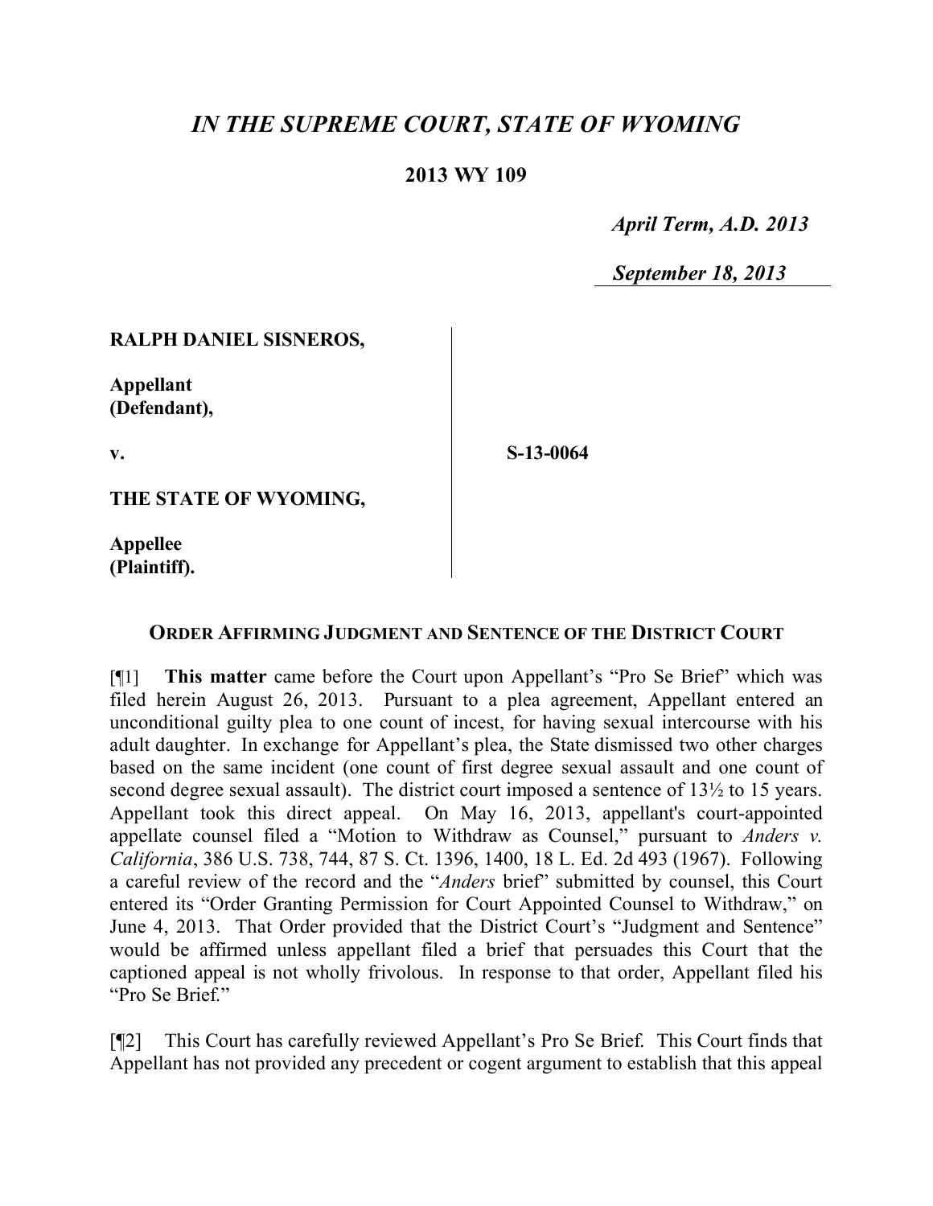# *IN THE SUPREME COURT, STATE OF WYOMING*

## 2013 WY 109

*April Term, A.D. 2013*

*September 18, 2013*

**RALPH DANIEL SISNEROS,**

**Appellant (Defendant),**

**v.**

**S-13-0064**

**THE STATE OF WYOMING,**

**Appellee (Plaintiff).**

### ORDER AFFIRMING JUDGMENT AND SENTENCE OF THE DISTRICT COURT

[¶1] **This matter** came before the Court upon Appellant's "Pro Se Brief" which was filed herein August 26, 2013. Pursuant to a plea agreement, Appellant entered an unconditional guilty plea to one count of incest, for having sexual intercourse with his adult daughter. In exchange for Appellant's plea, the State dismissed two other charges based on the same incident (one count of first degree sexual assault and one count of second degree sexual assault). The district court imposed a sentence of 13½ to 15 years. Appellant took this direct appeal. On May 16, 2013, appellant's court-appointed appellate counsel filed a "Motion to Withdraw as Counsel," pursuant to *Anders v. California*, 386 U.S. 738, 744, 87 S. Ct. 1396, 1400, 18 L. Ed. 2d 493 (1967). Following a careful review of the record and the "*Anders* brief" submitted by counsel, this Court entered its "Order Granting Permission for Court Appointed Counsel to Withdraw," on June 4, 2013. That Order provided that the District Court's "Judgment and Sentence" would be affirmed unless appellant filed a brief that persuades this Court that the captioned appeal is not wholly frivolous. In response to that order, Appellant filed his "Pro Se Brief."

[¶2] This Court has carefully reviewed Appellant's Pro Se Brief. This Court finds that Appellant has not provided any precedent or cogent argument to establish that this appeal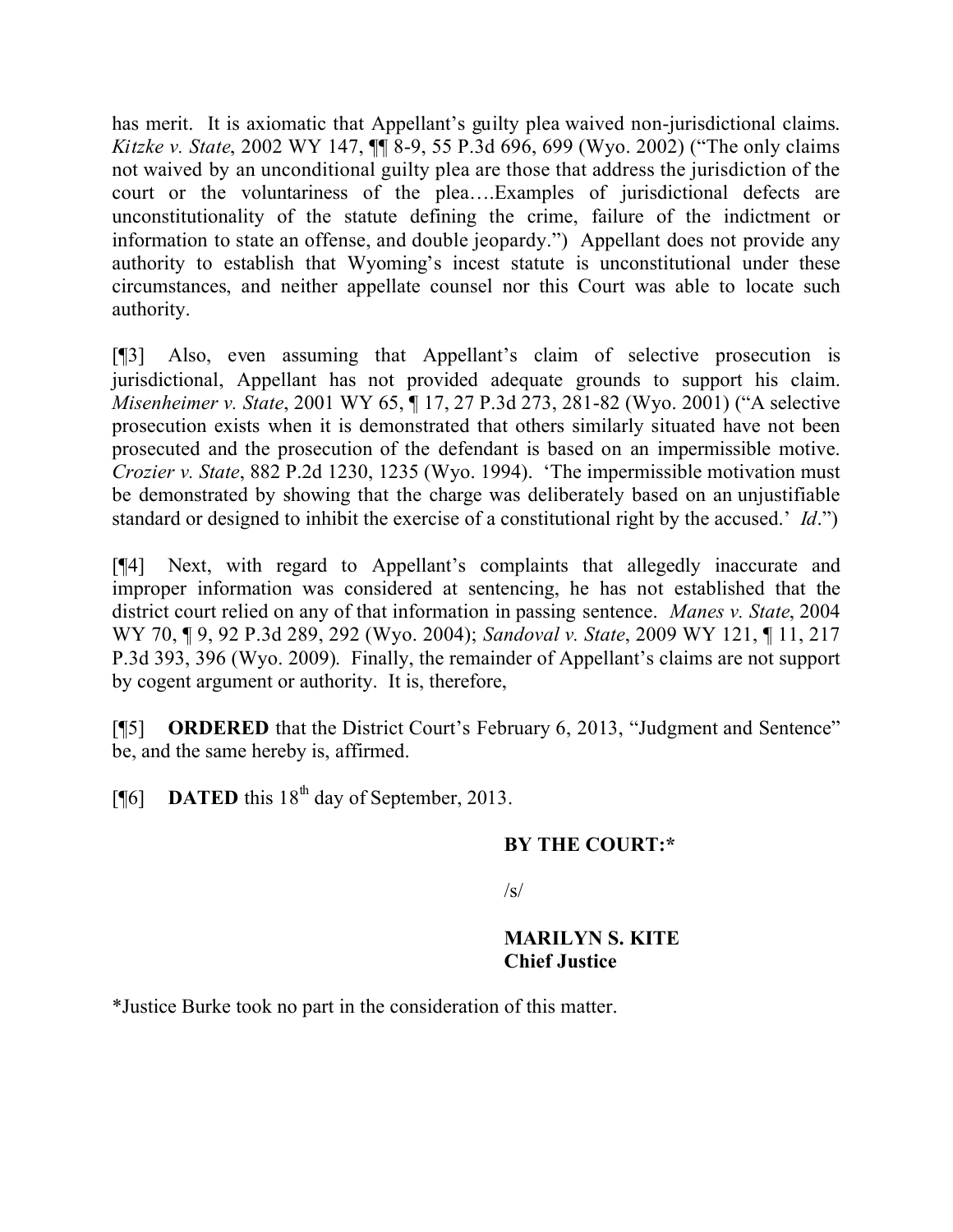has merit. It is axiomatic that Appellant's guilty plea waived non-jurisdictional claims. *Kitzke v. State*, 2002 WY 147, ¶¶ 8-9, 55 P.3d 696, 699 (Wyo. 2002) ("The only claims not waived by an unconditional guilty plea are those that address the jurisdiction of the court or the voluntariness of the plea….Examples of jurisdictional defects are unconstitutionality of the statute defining the crime, failure of the indictment or information to state an offense, and double jeopardy.") Appellant does not provide any authority to establish that Wyoming's incest statute is unconstitutional under these circumstances, and neither appellate counsel nor this Court was able to locate such authority.

[¶3] Also, even assuming that Appellant's claim of selective prosecution is jurisdictional, Appellant has not provided adequate grounds to support his claim. *Misenheimer v. State*, 2001 WY 65, ¶ 17, 27 P.3d 273, 281-82 (Wyo. 2001) ("A selective prosecution exists when it is demonstrated that others similarly situated have not been prosecuted and the prosecution of the defendant is based on an impermissible motive. *Crozier v. State*, 882 P.2d 1230, 1235 (Wyo. 1994). 'The impermissible motivation must be demonstrated by showing that the charge was deliberately based on an unjustifiable standard or designed to inhibit the exercise of a constitutional right by the accused.' *Id*.")

[¶4] Next, with regard to Appellant's complaints that allegedly inaccurate and improper information was considered at sentencing, he has not established that the district court relied on any of that information in passing sentence. *Manes v. State*, 2004 WY 70, ¶ 9, 92 P.3d 289, 292 (Wyo. 2004); *Sandoval v. State*, 2009 WY 121, ¶ 11, 217 P.3d 393, 396 (Wyo. 2009). Finally, the remainder of Appellant's claims are not support by cogent argument or authority. It is, therefore,

[¶5] **ORDERED** that the District Court's February 6, 2013, "Judgment and Sentence" be, and the same hereby is, affirmed.

[¶6] **DATED** this 18th day of September, 2013.

**BY THE COURT:***

/s/

**MARILYN S. KITE**
**Chief Justice**

*Justice Burke took no part in the consideration of this matter.